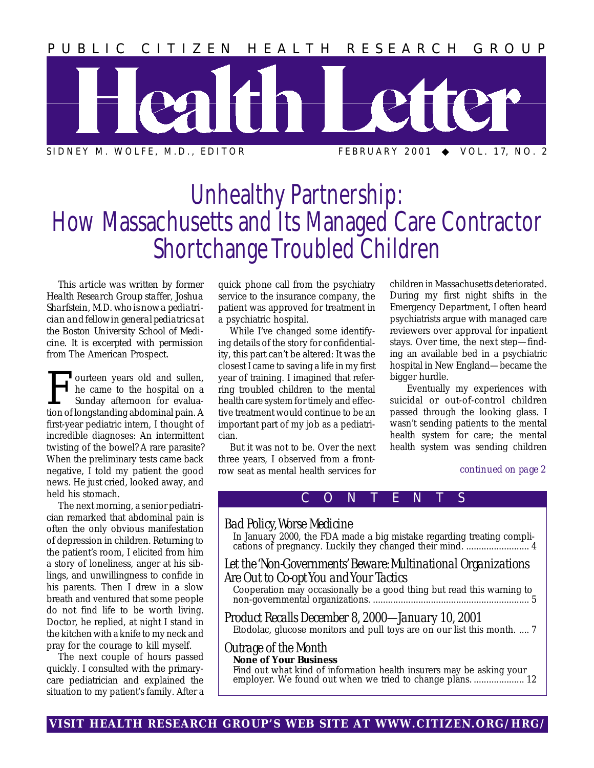PUBLIC CITIZEN HEALTH RESEARCH GROUP

# Health Letter

SIDNEY M. WOLFE, M.D., EDITOR — FEBRUARY 2001 ◆ VOL. 17, NO. 2

# Unhealthy Partnership: How Massachusetts and Its Managed Care Contractor Shortchange Troubled Children

*This article was written by former Health Research Group staffer, Joshua Sharfstein, M.D. who is now a pediatrician and fellow in general pediatrics at the Boston University School of Medicine. It is excerpted with permission from The American Prospect.*

Fourteen years old and sullen, he came to the hospital on a Sunday afternoon for evaluation of longstanding abdominal pain. A first-year pediatric intern, I thought of incredible diagnoses: An intermittent twisting of the bowel? A rare parasite? When the preliminary tests came back negative, I told my patient the good news. He just cried, looked away, and held his stomach.

The next morning, a senior pediatrician remarked that abdominal pain is often the only obvious manifestation of depression in children. Returning to the patient's room, I elicited from him a story of loneliness, anger at his siblings, and unwillingness to confide in his parents. Then I drew in a slow breath and ventured that some people do not find life to be worth living. Doctor, he replied, at night I stand in the kitchen with a knife to my neck and pray for the courage to kill myself.

The next couple of hours passed quickly. I consulted with the primary-care pediatrician and explained the situation to my patient's family. After a quick phone call from the psychiatry service to the insurance company, the patient was approved for treatment in a psychiatric hospital.

While I've changed some identifying details of the story for confidentiality, this part can't be altered: It was the closest I came to saving a life in my first year of training. I imagined that referring troubled children to the mental health care system for timely and effective treatment would continue to be an important part of my job as a pediatrician.

But it was not to be. Over the next three years, I observed from a front-row seat as mental health services for children in Massachusetts deteriorated. During my first night shifts in the Emergency Department, I often heard psychiatrists argue with managed care reviewers over approval for inpatient stays. Over time, the next step—finding an available bed in a psychiatric hospital in New England—became the bigger hurdle.

Eventually my experiences with suicidal or out-of-control children passed through the looking glass. I wasn't sending patients to the mental health system for care; the mental health system was sending children

*continued on page 2*

## CONTENTS

**Bad Policy, Worse Medicine**
In January 2000, the FDA made a big mistake regarding treating complications of pregnancy. Luckily they changed their mind. .......................... 4

**Let the 'Non-Governments' Beware: Multinational Organizations Are Out to Co-opt You and Your Tactics**
Cooperation may occasionally be a good thing but read this warning to non-governmental organizations. ............................................................... 5

**Product Recalls December 8, 2000—January 10, 2001**
Etodolac, glucose monitors and pull toys are on our list this month. .... 7

**Outrage of the Month**
**None of Your Business**
Find out what kind of information health insurers may be asking your employer. We found out when we tried to change plans. .................... 12

**VISIT HEALTH RESEARCH GROUP'S WEB SITE AT WWW.CITIZEN.ORG/HRG/**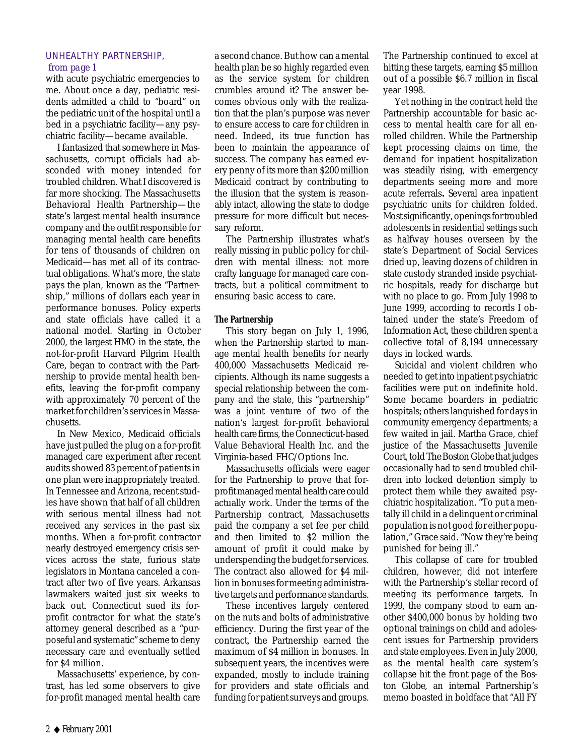UNHEALTHY PARTNERSHIP, from page 1

with acute psychiatric emergencies to me. About once a day, pediatric residents admitted a child to "board" on the pediatric unit of the hospital until a bed in a psychiatric facility—any psychiatric facility—became available.

I fantasized that somewhere in Massachusetts, corrupt officials had absconded with money intended for troubled children. What I discovered is far more shocking. The Massachusetts Behavioral Health Partnership—the state's largest mental health insurance company and the outfit responsible for managing mental health care benefits for tens of thousands of children on Medicaid—has met all of its contractual obligations. What's more, the state pays the plan, known as the "Partnership," millions of dollars each year in performance bonuses. Policy experts and state officials have called it a national model. Starting in October 2000, the largest HMO in the state, the not-for-profit Harvard Pilgrim Health Care, began to contract with the Partnership to provide mental health benefits, leaving the for-profit company with approximately 70 percent of the market for children's services in Massachusetts.

In New Mexico, Medicaid officials have just pulled the plug on a for-profit managed care experiment after recent audits showed 83 percent of patients in one plan were inappropriately treated. In Tennessee and Arizona, recent studies have shown that half of all children with serious mental illness had not received any services in the past six months. When a for-profit contractor nearly destroyed emergency crisis services across the state, furious state legislators in Montana canceled a contract after two of five years. Arkansas lawmakers waited just six weeks to back out. Connecticut sued its for-profit contractor for what the state's attorney general described as a "purposeful and systematic" scheme to deny necessary care and eventually settled for $4 million.

Massachusetts' experience, by contrast, has led some observers to give for-profit managed mental health care a second chance. But how can a mental health plan be so highly regarded even as the service system for children crumbles around it? The answer becomes obvious only with the realization that the plan's purpose was never to ensure access to care for children in need. Indeed, its true function has been to maintain the appearance of success. The company has earned every penny of its more than $200 million Medicaid contract by contributing to the illusion that the system is reasonably intact, allowing the state to dodge pressure for more difficult but necessary reform.

The Partnership illustrates what's really missing in public policy for children with mental illness: not more crafty language for managed care contracts, but a political commitment to ensuring basic access to care.

**The Partnership**

This story began on July 1, 1996, when the Partnership started to manage mental health benefits for nearly 400,000 Massachusetts Medicaid recipients. Although its name suggests a special relationship between the company and the state, this "partnership" was a joint venture of two of the nation's largest for-profit behavioral health care firms, the Connecticut-based Value Behavioral Health Inc. and the Virginia-based FHC/Options Inc.

Massachusetts officials were eager for the Partnership to prove that for-profit managed mental health care could actually work. Under the terms of the Partnership contract, Massachusetts paid the company a set fee per child and then limited to $2 million the amount of profit it could make by underspending the budget for services. The contract also allowed for $4 million in bonuses for meeting administrative targets and performance standards.

These incentives largely centered on the nuts and bolts of administrative efficiency. During the first year of the contract, the Partnership earned the maximum of $4 million in bonuses. In subsequent years, the incentives were expanded, mostly to include training for providers and state officials and funding for patient surveys and groups. The Partnership continued to excel at hitting these targets, earning $5 million out of a possible $6.7 million in fiscal year 1998.

Yet nothing in the contract held the Partnership accountable for basic access to mental health care for all enrolled children. While the Partnership kept processing claims on time, the demand for inpatient hospitalization was steadily rising, with emergency departments seeing more and more acute referrals. Several area inpatient psychiatric units for children folded. Most significantly, openings for troubled adolescents in residential settings such as halfway houses overseen by the state's Department of Social Services dried up, leaving dozens of children in state custody stranded inside psychiatric hospitals, ready for discharge but with no place to go. From July 1998 to June 1999, according to records I obtained under the state's Freedom of Information Act, these children spent a collective total of 8,194 unnecessary days in locked wards.

Suicidal and violent children who needed to get into inpatient psychiatric facilities were put on indefinite hold. Some became boarders in pediatric hospitals; others languished for days in community emergency departments; a few waited in jail. Martha Grace, chief justice of the Massachusetts Juvenile Court, told *The Boston Globe* that judges occasionally had to send troubled children into locked detention simply to protect them while they awaited psychiatric hospitalization. "To put a mentally ill child in a delinquent or criminal population is not good for either population," Grace said. "Now they're being punished for being ill."

This collapse of care for troubled children, however, did not interfere with the Partnership's stellar record of meeting its performance targets. In 1999, the company stood to earn another $400,000 bonus by holding two optional trainings on child and adolescent issues for Partnership providers and state employees. Even in July 2000, as the mental health care system's collapse hit the front page of the Boston Globe, an internal Partnership's memo boasted in boldface that "All FY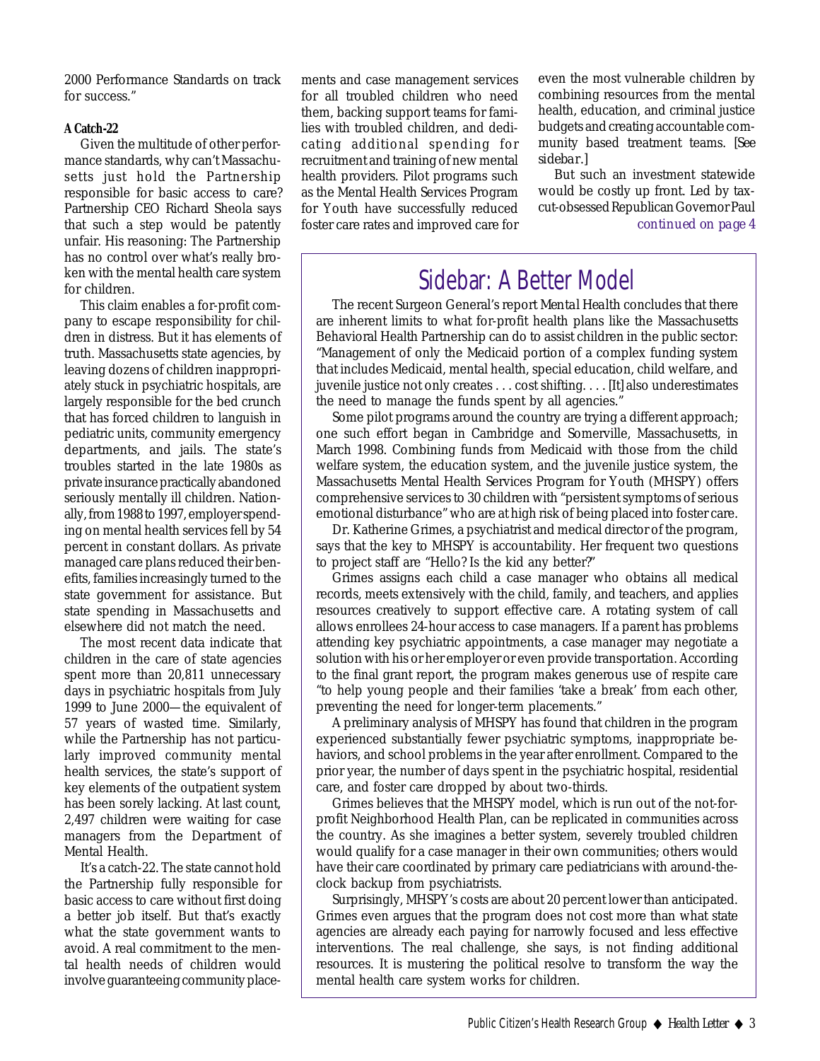2000 Performance Standards on track for success."

**A Catch-22**

Given the multitude of other performance standards, why can't Massachusetts just hold the Partnership responsible for basic access to care? Partnership CEO Richard Sheola says that such a step would be patently unfair. His reasoning: The Partnership has no control over what's really broken with the mental health care system for children.

This claim enables a for-profit company to escape responsibility for children in distress. But it has elements of truth. Massachusetts state agencies, by leaving dozens of children inappropriately stuck in psychiatric hospitals, are largely responsible for the bed crunch that has forced children to languish in pediatric units, community emergency departments, and jails. The state's troubles started in the late 1980s as private insurance practically abandoned seriously mentally ill children. Nationally, from 1988 to 1997, employer spending on mental health services fell by 54 percent in constant dollars. As private managed care plans reduced their benefits, families increasingly turned to the state government for assistance. But state spending in Massachusetts and elsewhere did not match the need.

The most recent data indicate that children in the care of state agencies spent more than 20,811 unnecessary days in psychiatric hospitals from July 1999 to June 2000—the equivalent of 57 years of wasted time. Similarly, while the Partnership has not particularly improved community mental health services, the state's support of key elements of the outpatient system has been sorely lacking. At last count, 2,497 children were waiting for case managers from the Department of Mental Health.

It's a catch-22. The state cannot hold the Partnership fully responsible for basic access to care without first doing a better job itself. But that's exactly what the state government wants to avoid. A real commitment to the mental health needs of children would involve guaranteeing community placements and case management services for all troubled children who need them, backing support teams for families with troubled children, and dedicating additional spending for recruitment and training of new mental health providers. Pilot programs such as the Mental Health Services Program for Youth have successfully reduced foster care rates and improved care for even the most vulnerable children by combining resources from the mental health, education, and criminal justice budgets and creating accountable community based treatment teams. [*See sidebar.*]

But such an investment statewide would be costly up front. Led by tax-cut-obsessed Republican Governor Paul

*continued on page 4*

## Sidebar: A Better Model

The recent Surgeon General's report *Mental Health* concludes that there are inherent limits to what for-profit health plans like the Massachusetts Behavioral Health Partnership can do to assist children in the public sector: "Management of only the Medicaid portion of a complex funding system that includes Medicaid, mental health, special education, child welfare, and juvenile justice not only creates . . . cost shifting. . . . [It] also underestimates the need to manage the funds spent by all agencies."

Some pilot programs around the country are trying a different approach; one such effort began in Cambridge and Somerville, Massachusetts, in March 1998. Combining funds from Medicaid with those from the child welfare system, the education system, and the juvenile justice system, the Massachusetts Mental Health Services Program for Youth (MHSPY) offers comprehensive services to 30 children with "persistent symptoms of serious emotional disturbance" who are at high risk of being placed into foster care.

Dr. Katherine Grimes, a psychiatrist and medical director of the program, says that the key to MHSPY is accountability. Her frequent two questions to project staff are "Hello? Is the kid any better?"

Grimes assigns each child a case manager who obtains all medical records, meets extensively with the child, family, and teachers, and applies resources creatively to support effective care. A rotating system of call allows enrollees 24-hour access to case managers. If a parent has problems attending key psychiatric appointments, a case manager may negotiate a solution with his or her employer or even provide transportation. According to the final grant report, the program makes generous use of respite care "to help young people and their families 'take a break' from each other, preventing the need for longer-term placements."

A preliminary analysis of MHSPY has found that children in the program experienced substantially fewer psychiatric symptoms, inappropriate behaviors, and school problems in the year after enrollment. Compared to the prior year, the number of days spent in the psychiatric hospital, residential care, and foster care dropped by about two-thirds.

Grimes believes that the MHSPY model, which is run out of the not-for-profit Neighborhood Health Plan, can be replicated in communities across the country. As she imagines a better system, severely troubled children would qualify for a case manager in their own communities; others would have their care coordinated by primary care pediatricians with around-the-clock backup from psychiatrists.

Surprisingly, MHSPY's costs are about 20 percent lower than anticipated. Grimes even argues that the program does not cost more than what state agencies are already each paying for narrowly focused and less effective interventions. The real challenge, she says, is not finding additional resources. It is mustering the political resolve to transform the way the mental health care system works for children.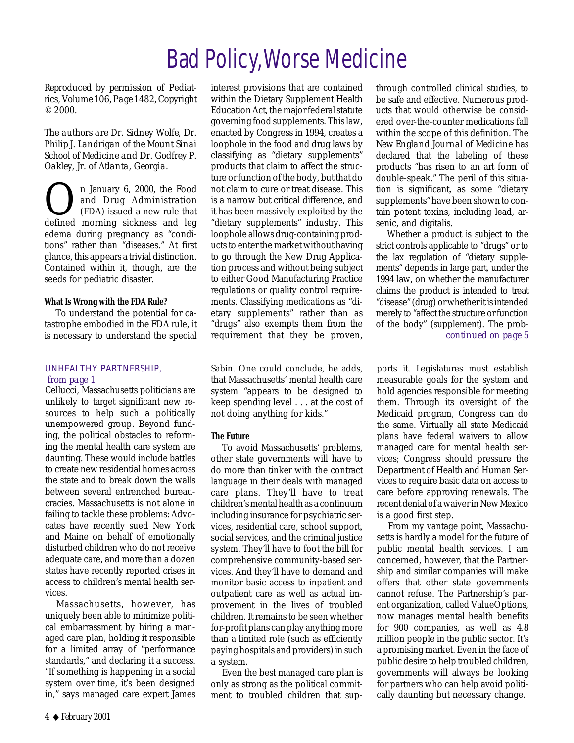# Bad Policy, Worse Medicine

*Reproduced by permission of Pediatrics, Volume 106, Page 1482, Copyright © 2000.*

*The authors are Dr. Sidney Wolfe, Dr. Philip J. Landrigan of the Mount Sinai School of Medicine and Dr. Godfrey P. Oakley, Jr. of Atlanta, Georgia.*

On January 6, 2000, the Food and Drug Administration (FDA) issued a new rule that defined morning sickness and leg edema during pregnancy as "conditions" rather than "diseases." At first glance, this appears a trivial distinction. Contained within it, though, are the seeds for pediatric disaster.

### What Is Wrong with the FDA Rule?

To understand the potential for catastrophe embodied in the FDA rule, it is necessary to understand the special interest provisions that are contained within the Dietary Supplement Health Education Act, the major federal statute governing food supplements. This law, enacted by Congress in 1994, creates a loophole in the food and drug laws by classifying as "dietary supplements" products that claim to affect the structure or function of the body, but that do not claim to cure or treat disease. This is a narrow but critical difference, and it has been massively exploited by the "dietary supplements" industry. This loophole allows drug-containing products to enter the market without having to go through the New Drug Application process and without being subject to either Good Manufacturing Practice regulations or quality control requirements. Classifying medications as "dietary supplements" rather than as "drugs" also exempts them from the requirement that they be proven, through controlled clinical studies, to be safe and effective. Numerous products that would otherwise be considered over-the-counter medications fall within the scope of this definition. The *New England Journal of Medicine* has declared that the labeling of these products "has risen to an art form of double-speak." The peril of this situation is significant, as some "dietary supplements" have been shown to contain potent toxins, including lead, arsenic, and digitalis.

Whether a product is subject to the strict controls applicable to "drugs" or to the lax regulation of "dietary supplements" depends in large part, under the 1994 law, on whether the manufacturer claims the product is intended to treat "disease" (drug) or whether it is intended merely to "affect the structure or function of the body" (supplement). The prob-

*continued on page 5*

---

UNHEALTHY PARTNERSHIP, *from page 1*

Cellucci, Massachusetts politicians are unlikely to target significant new resources to help such a politically unempowered group. Beyond funding, the political obstacles to reforming the mental health care system are daunting. These would include battles to create new residential homes across the state and to break down the walls between several entrenched bureaucracies. Massachusetts is not alone in failing to tackle these problems: Advocates have recently sued New York and Maine on behalf of emotionally disturbed children who do not receive adequate care, and more than a dozen states have recently reported crises in access to children's mental health services.

Massachusetts, however, has uniquely been able to minimize political embarrassment by hiring a managed care plan, holding it responsible for a limited array of "performance standards," and declaring it a success. "If something is happening in a social system over time, it's been designed in," says managed care expert James Sabin. One could conclude, he adds, that Massachusetts' mental health care system "appears to be designed to keep spending level . . . at the cost of not doing anything for kids."

### The Future

To avoid Massachusetts' problems, other state governments will have to do more than tinker with the contract language in their deals with managed care plans. They'll have to treat children's mental health as a continuum including insurance for psychiatric services, residential care, school support, social services, and the criminal justice system. They'll have to foot the bill for comprehensive community-based services. And they'll have to demand and monitor basic access to inpatient and outpatient care as well as actual improvement in the lives of troubled children. It remains to be seen whether for-profit plans can play anything more than a limited role (such as efficiently paying hospitals and providers) in such a system.

Even the best managed care plan is only as strong as the political commitment to troubled children that supports it. Legislatures must establish measurable goals for the system and hold agencies responsible for meeting them. Through its oversight of the Medicaid program, Congress can do the same. Virtually all state Medicaid plans have federal waivers to allow managed care for mental health services; Congress should pressure the Department of Health and Human Services to require basic data on access to care before approving renewals. The recent denial of a waiver in New Mexico is a good first step.

From my vantage point, Massachusetts is hardly a model for the future of public mental health services. I am concerned, however, that the Partnership and similar companies will make offers that other state governments cannot refuse. The Partnership's parent organization, called ValueOptions, now manages mental health benefits for 900 companies, as well as 4.8 million people in the public sector. It's a promising market. Even in the face of public desire to help troubled children, governments will always be looking for partners who can help avoid politically daunting but necessary change.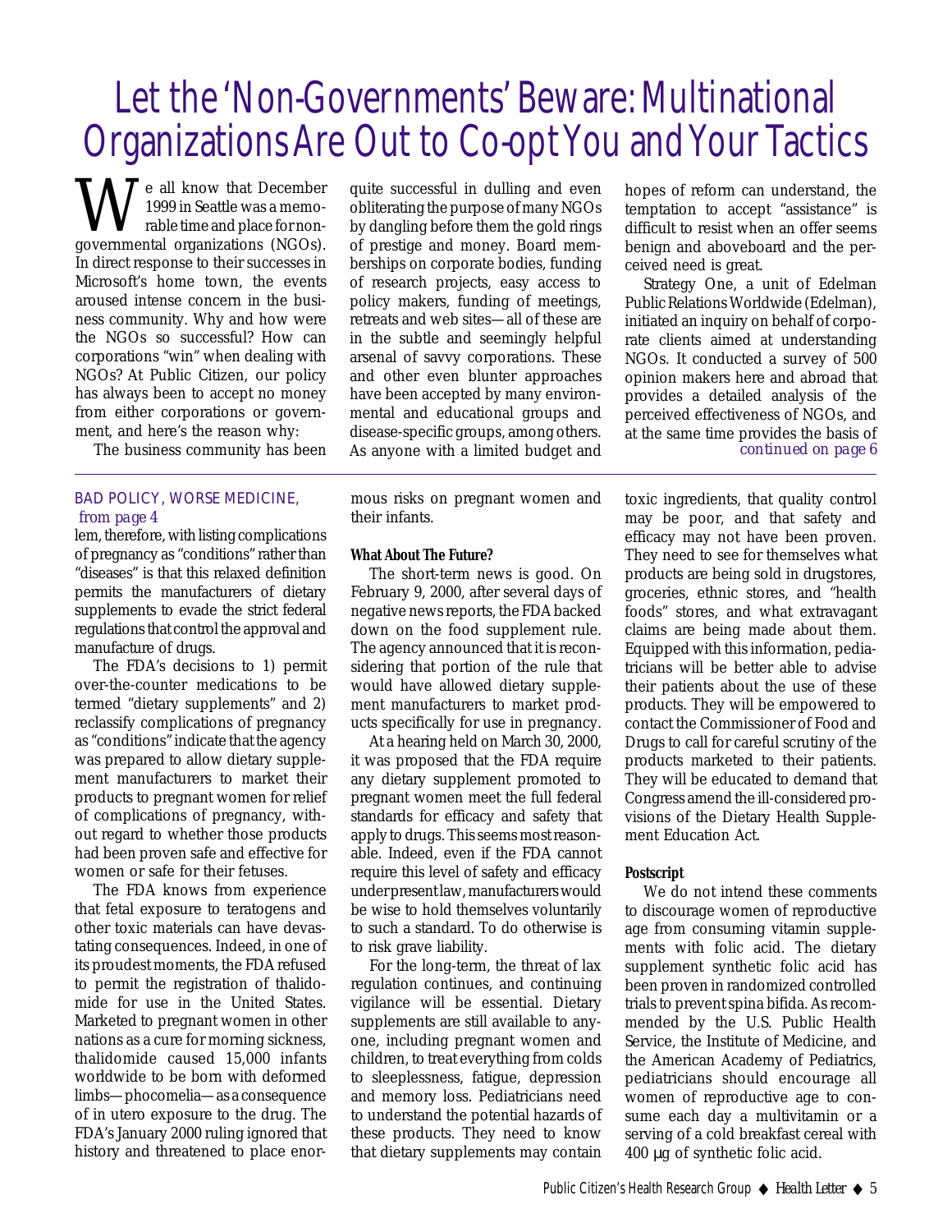# Let the 'Non-Governments' Beware: Multinational Organizations Are Out to Co-opt You and Your Tactics

We all know that December 1999 in Seattle was a memorable time and place for nongovernmental organizations (NGOs). In direct response to their successes in Microsoft's home town, the events aroused intense concern in the business community. Why and how were the NGOs so successful? How can corporations "win" when dealing with NGOs? At Public Citizen, our policy has always been to accept no money from either corporations or government, and here's the reason why:

The business community has been quite successful in dulling and even obliterating the purpose of many NGOs by dangling before them the gold rings of prestige and money. Board memberships on corporate bodies, funding of research projects, easy access to policy makers, funding of meetings, retreats and web sites—all of these are in the subtle and seemingly helpful arsenal of savvy corporations. These and other even blunter approaches have been accepted by many environmental and educational groups and disease-specific groups, among others. As anyone with a limited budget and hopes of reform can understand, the temptation to accept "assistance" is difficult to resist when an offer seems benign and aboveboard and the perceived need is great.

Strategy One, a unit of Edelman Public Relations Worldwide (Edelman), initiated an inquiry on behalf of corporate clients aimed at understanding NGOs. It conducted a survey of 500 opinion makers here and abroad that provides a detailed analysis of the perceived effectiveness of NGOs, and at the same time provides the basis of *continued on page 6*

---

*BAD POLICY, WORSE MEDICINE, from page 4*

lem, therefore, with listing complications of pregnancy as "conditions" rather than "diseases" is that this relaxed definition permits the manufacturers of dietary supplements to evade the strict federal regulations that control the approval and manufacture of drugs.

The FDA's decisions to 1) permit over-the-counter medications to be termed "dietary supplements" and 2) reclassify complications of pregnancy as "conditions" indicate that the agency was prepared to allow dietary supplement manufacturers to market their products to pregnant women for relief of complications of pregnancy, without regard to whether those products had been proven safe and effective for women or safe for their fetuses.

The FDA knows from experience that fetal exposure to teratogens and other toxic materials can have devastating consequences. Indeed, in one of its proudest moments, the FDA refused to permit the registration of thalidomide for use in the United States. Marketed to pregnant women in other nations as a cure for morning sickness, thalidomide caused 15,000 infants worldwide to be born with deformed limbs—phocomelia—as a consequence of in utero exposure to the drug. The FDA's January 2000 ruling ignored that history and threatened to place enormous risks on pregnant women and their infants.

**What About The Future?**

The short-term news is good. On February 9, 2000, after several days of negative news reports, the FDA backed down on the food supplement rule. The agency announced that it is reconsidering that portion of the rule that would have allowed dietary supplement manufacturers to market products specifically for use in pregnancy.

At a hearing held on March 30, 2000, it was proposed that the FDA require any dietary supplement promoted to pregnant women meet the full federal standards for efficacy and safety that apply to drugs. This seems most reasonable. Indeed, even if the FDA cannot require this level of safety and efficacy under present law, manufacturers would be wise to hold themselves voluntarily to such a standard. To do otherwise is to risk grave liability.

For the long-term, the threat of lax regulation continues, and continuing vigilance will be essential. Dietary supplements are still available to anyone, including pregnant women and children, to treat everything from colds to sleeplessness, fatigue, depression and memory loss. Pediatricians need to understand the potential hazards of these products. They need to know that dietary supplements may contain toxic ingredients, that quality control may be poor, and that safety and efficacy may not have been proven. They need to see for themselves what products are being sold in drugstores, groceries, ethnic stores, and "health foods" stores, and what extravagant claims are being made about them. Equipped with this information, pediatricians will be better able to advise their patients about the use of these products. They will be empowered to contact the Commissioner of Food and Drugs to call for careful scrutiny of the products marketed to their patients. They will be educated to demand that Congress amend the ill-considered provisions of the Dietary Health Supplement Education Act.

**Postscript**

We do not intend these comments to discourage women of reproductive age from consuming vitamin supplements with folic acid. The dietary supplement synthetic folic acid has been proven in randomized controlled trials to prevent spina bifida. As recommended by the U.S. Public Health Service, the Institute of Medicine, and the American Academy of Pediatrics, pediatricians should encourage all women of reproductive age to consume each day a multivitamin or a serving of a cold breakfast cereal with 400 µg of synthetic folic acid.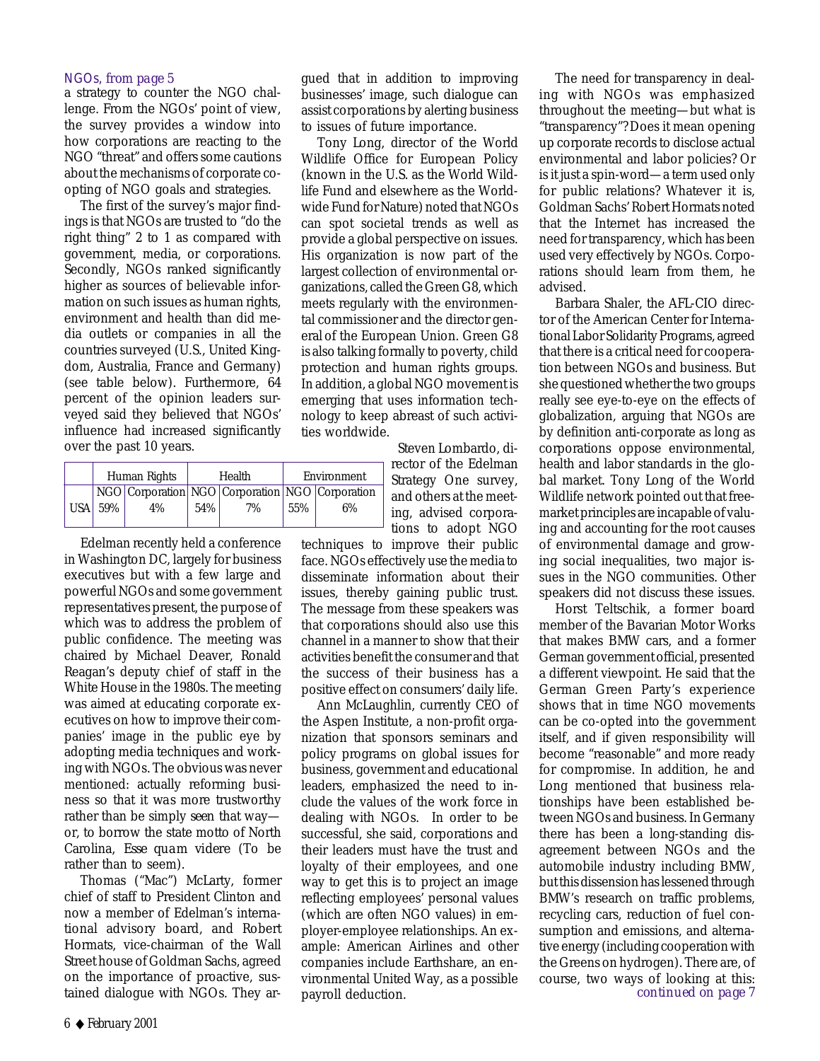*NGOs, from page 5*

a strategy to counter the NGO challenge. From the NGOs' point of view, the survey provides a window into how corporations are reacting to the NGO "threat" and offers some cautions about the mechanisms of corporate co-opting of NGO goals and strategies.

The first of the survey's major findings is that NGOs are trusted to "do the right thing" 2 to 1 as compared with government, media, or corporations. Secondly, NGOs ranked significantly higher as sources of believable information on such issues as human rights, environment and health than did media outlets or companies in all the countries surveyed (U.S., United Kingdom, Australia, France and Germany) (see table below). Furthermore, 64 percent of the opinion leaders surveyed said they believed that NGOs' influence had increased significantly over the past 10 years.

| | Human Rights | | Health | | Environment | |
|---|---|---|---|---|---|---|
| | NGO | Corporation | NGO | Corporation | NGO | Corporation |
| USA | 59% | 4% | 54% | 7% | 55% | 6% |

Edelman recently held a conference in Washington DC, largely for business executives but with a few large and powerful NGOs and some government representatives present, the purpose of which was to address the problem of public confidence. The meeting was chaired by Michael Deaver, Ronald Reagan's deputy chief of staff in the White House in the 1980s. The meeting was aimed at educating corporate executives on how to improve their companies' image in the public eye by adopting media techniques and working with NGOs. The obvious was never mentioned: actually reforming business so that it was more trustworthy rather than be simply seen that way—or, to borrow the state motto of North Carolina, *Esse quam videre* (To be rather than to seem).

Thomas ("Mac") McLarty, former chief of staff to President Clinton and now a member of Edelman's international advisory board, and Robert Hormats, vice-chairman of the Wall Street house of Goldman Sachs, agreed on the importance of proactive, sustained dialogue with NGOs. They argued that in addition to improving businesses' image, such dialogue can assist corporations by alerting business to issues of future importance.

Tony Long, director of the World Wildlife Office for European Policy (known in the U.S. as the World Wildlife Fund and elsewhere as the Worldwide Fund for Nature) noted that NGOs can spot societal trends as well as provide a global perspective on issues. His organization is now part of the largest collection of environmental organizations, called the Green G8, which meets regularly with the environmental commissioner and the director general of the European Union. Green G8 is also talking formally to poverty, child protection and human rights groups. In addition, a global NGO movement is emerging that uses information technology to keep abreast of such activities worldwide.

Steven Lombardo, director of the Edelman Strategy One survey, and others at the meeting, advised corporations to adopt NGO techniques to improve their public face. NGOs effectively use the media to disseminate information about their issues, thereby gaining public trust. The message from these speakers was that corporations should also use this channel in a manner to show that their activities benefit the consumer and that the success of their business has a positive effect on consumers' daily life.

Ann McLaughlin, currently CEO of the Aspen Institute, a non-profit organization that sponsors seminars and policy programs on global issues for business, government and educational leaders, emphasized the need to include the values of the work force in dealing with NGOs. In order to be successful, she said, corporations and their leaders must have the trust and loyalty of their employees, and one way to get this is to project an image reflecting employees' personal values (which are often NGO values) in employer-employee relationships. An example: American Airlines and other companies include Earthshare, an environmental United Way, as a possible payroll deduction.

The need for transparency in dealing with NGOs was emphasized throughout the meeting—but what is "transparency"? Does it mean opening up corporate records to disclose actual environmental and labor policies? Or is it just a spin-word—a term used only for public relations? Whatever it is, Goldman Sachs' Robert Hormats noted that the Internet has increased the need for transparency, which has been used very effectively by NGOs. Corporations should learn from them, he advised.

Barbara Shaler, the AFL-CIO director of the American Center for International Labor Solidarity Programs, agreed that there is a critical need for cooperation between NGOs and business. But she questioned whether the two groups really see eye-to-eye on the effects of globalization, arguing that NGOs are by definition anti-corporate as long as corporations oppose environmental, health and labor standards in the global market. Tony Long of the World Wildlife network pointed out that free-market principles are incapable of valuing and accounting for the root causes of environmental damage and growing social inequalities, two major issues in the NGO communities. Other speakers did not discuss these issues.

Horst Teltschik, a former board member of the Bavarian Motor Works that makes BMW cars, and a former German government official, presented a different viewpoint. He said that the German Green Party's experience shows that in time NGO movements can be co-opted into the government itself, and if given responsibility will become "reasonable" and more ready for compromise. In addition, he and Long mentioned that business relationships have been established between NGOs and business. In Germany there has been a long-standing disagreement between NGOs and the automobile industry including BMW, but this dissension has lessened through BMW's research on traffic problems, recycling cars, reduction of fuel consumption and emissions, and alternative energy (including cooperation with the Greens on hydrogen). There are, of course, two ways of looking at this:

*continued on page 7*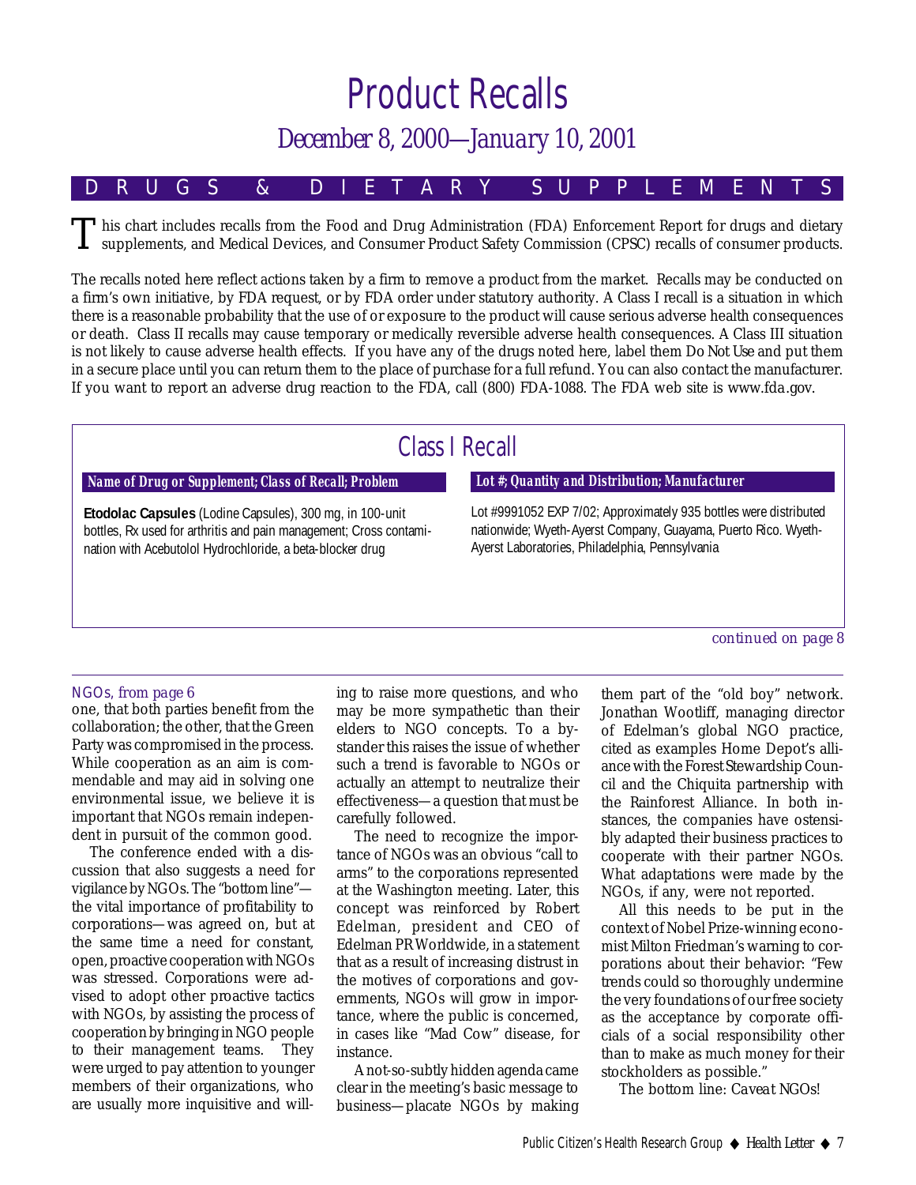# Product Recalls

## December 8, 2000—January 10, 2001

## DRUGS & DIETARY SUPPLEMENTS

This chart includes recalls from the Food and Drug Administration (FDA) Enforcement Report for drugs and dietary supplements, and Medical Devices, and Consumer Product Safety Commission (CPSC) recalls of consumer products.

The recalls noted here reflect actions taken by a firm to remove a product from the market. Recalls may be conducted on a firm's own initiative, by FDA request, or by FDA order under statutory authority. A Class I recall is a situation in which there is a reasonable probability that the use of or exposure to the product will cause serious adverse health consequences or death. Class II recalls may cause temporary or medically reversible adverse health consequences. A Class III situation is not likely to cause adverse health effects. If you have any of the drugs noted here, label them Do Not Use and put them in a secure place until you can return them to the place of purchase for a full refund. You can also contact the manufacturer. If you want to report an adverse drug reaction to the FDA, call (800) FDA-1088. The FDA web site is www.fda.gov.

### Class I Recall

| Name of Drug or Supplement; Class of Recall; Problem | Lot #; Quantity and Distribution; Manufacturer |
|---|---|
| **Etodolac Capsules** (Lodine Capsules), 300 mg, in 100-unit bottles, Rx used for arthritis and pain management; Cross contamination with Acebutolol Hydrochloride, a beta-blocker drug | Lot #9991052 EXP 7/02; Approximately 935 bottles were distributed nationwide; Wyeth-Ayerst Company, Guayama, Puerto Rico. Wyeth-Ayerst Laboratories, Philadelphia, Pennsylvania |

*continued on page 8*

---

*NGOs, from page 6*

one, that both parties benefit from the collaboration; the other, that the Green Party was compromised in the process. While cooperation as an aim is commendable and may aid in solving one environmental issue, we believe it is important that NGOs remain independent in pursuit of the common good.

The conference ended with a discussion that also suggests a need for vigilance by NGOs. The "bottom line"—the vital importance of profitability to corporations—was agreed on, but at the same time a need for constant, open, proactive cooperation with NGOs was stressed. Corporations were advised to adopt other proactive tactics with NGOs, by assisting the process of cooperation by bringing in NGO people to their management teams. They were urged to pay attention to younger members of their organizations, who are usually more inquisitive and willing to raise more questions, and who may be more sympathetic than their elders to NGO concepts. To a bystander this raises the issue of whether such a trend is favorable to NGOs or actually an attempt to neutralize their effectiveness—a question that must be carefully followed.

The need to recognize the importance of NGOs was an obvious "call to arms" to the corporations represented at the Washington meeting. Later, this concept was reinforced by Robert Edelman, president and CEO of Edelman PR Worldwide, in a statement that as a result of increasing distrust in the motives of corporations and governments, NGOs will grow in importance, where the public is concerned, in cases like "Mad Cow" disease, for instance.

A not-so-subtly hidden agenda came clear in the meeting's basic message to business—placate NGOs by making them part of the "old boy" network. Jonathan Wootliff, managing director of Edelman's global NGO practice, cited as examples Home Depot's alliance with the Forest Stewardship Council and the Chiquita partnership with the Rainforest Alliance. In both instances, the companies have ostensibly adapted their business practices to cooperate with their partner NGOs. What adaptations were made by the NGOs, if any, were not reported.

All this needs to be put in the context of Nobel Prize-winning economist Milton Friedman's warning to corporations about their behavior: "Few trends could so thoroughly undermine the very foundations of our free society as the acceptance by corporate officials of a social responsibility other than to make as much money for their stockholders as possible."

The bottom line: *Caveat NGOs!*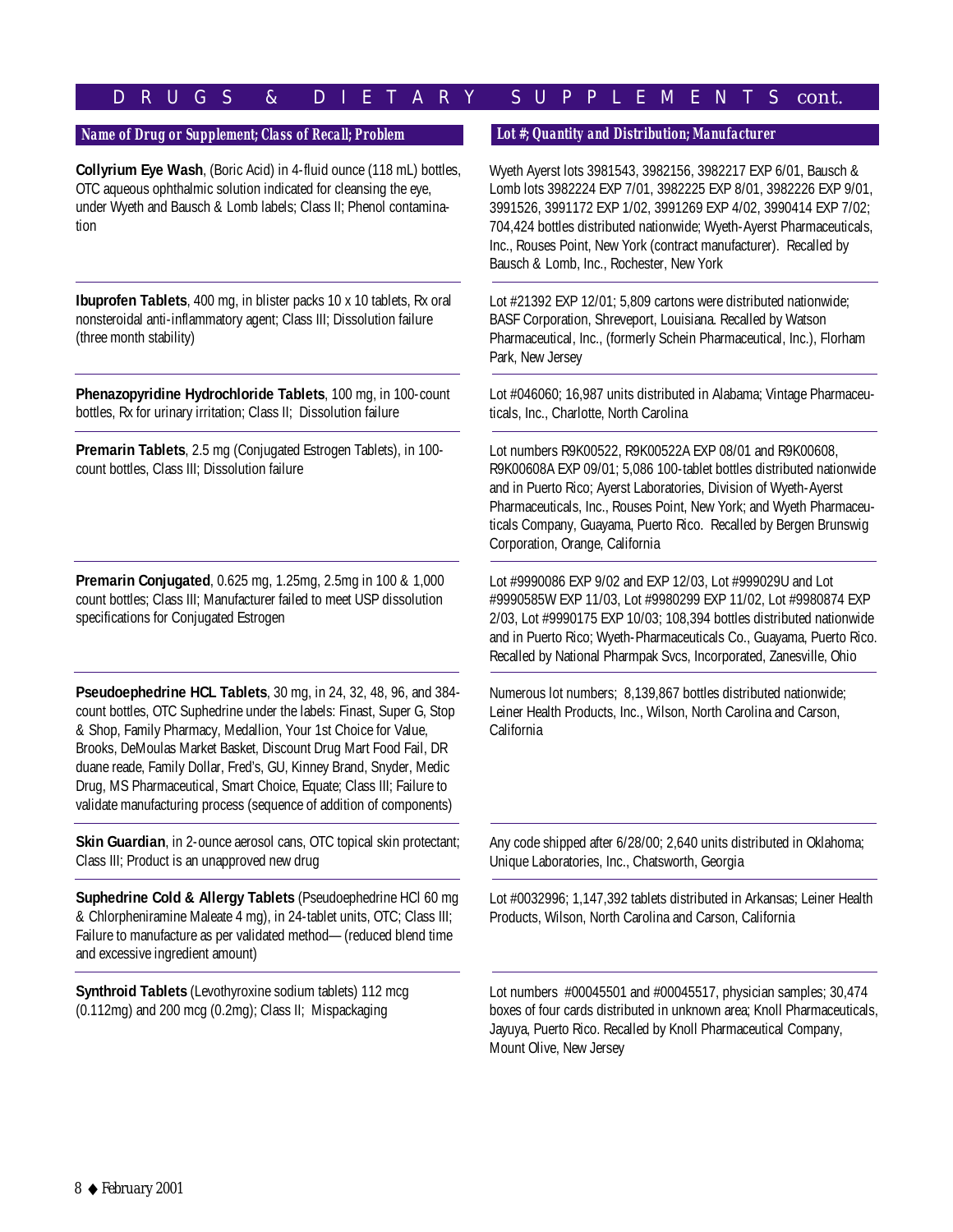## DRUGS & DIETARY SUPPLEMENTS cont.

| Name of Drug or Supplement; Class of Recall; Problem | Lot #; Quantity and Distribution; Manufacturer |
|---|---|
| **Collyrium Eye Wash**, (Boric Acid) in 4-fluid ounce (118 mL) bottles, OTC aqueous ophthalmic solution indicated for cleansing the eye, under Wyeth and Bausch & Lomb labels; Class II; Phenol contamination | Wyeth Ayerst lots 3981543, 3982156, 3982217 EXP 6/01, Bausch & Lomb lots 3982224 EXP 7/01, 3982225 EXP 8/01, 3982226 EXP 9/01, 3991526, 3991172 EXP 1/02, 3991269 EXP 4/02, 3990414 EXP 7/02; 704,424 bottles distributed nationwide; Wyeth-Ayerst Pharmaceuticals, Inc., Rouses Point, New York (contract manufacturer). Recalled by Bausch & Lomb, Inc., Rochester, New York |
| **Ibuprofen Tablets**, 400 mg, in blister packs 10 x 10 tablets, Rx oral nonsteroidal anti-inflammatory agent; Class III; Dissolution failure (three month stability) | Lot #21392 EXP 12/01; 5,809 cartons were distributed nationwide; BASF Corporation, Shreveport, Louisiana. Recalled by Watson Pharmaceutical, Inc., (formerly Schein Pharmaceutical, Inc.), Florham Park, New Jersey |
| **Phenazopyridine Hydrochloride Tablets**, 100 mg, in 100-count bottles, Rx for urinary irritation; Class II; Dissolution failure | Lot #046060; 16,987 units distributed in Alabama; Vintage Pharmaceuticals, Inc., Charlotte, North Carolina |
| **Premarin Tablets**, 2.5 mg (Conjugated Estrogen Tablets), in 100-count bottles, Class III; Dissolution failure | Lot numbers R9K00522, R9K00522A EXP 08/01 and R9K00608, R9K00608A EXP 09/01; 5,086 100-tablet bottles distributed nationwide and in Puerto Rico; Ayerst Laboratories, Division of Wyeth-Ayerst Pharmaceuticals, Inc., Rouses Point, New York; and Wyeth Pharmaceuticals Company, Guayama, Puerto Rico. Recalled by Bergen Brunswig Corporation, Orange, California |
| **Premarin Conjugated**, 0.625 mg, 1.25mg, 2.5mg in 100 & 1,000 count bottles; Class III; Manufacturer failed to meet USP dissolution specifications for Conjugated Estrogen | Lot #9990086 EXP 9/02 and EXP 12/03, Lot #999029U and Lot #9990585W EXP 11/03, Lot #9980299 EXP 11/02, Lot #9980874 EXP 2/03, Lot #9990175 EXP 10/03; 108,394 bottles distributed nationwide and in Puerto Rico; Wyeth-Pharmaceuticals Co., Guayama, Puerto Rico. Recalled by National Pharmpak Svcs, Incorporated, Zanesville, Ohio |
| **Pseudoephedrine HCL Tablets**, 30 mg, in 24, 32, 48, 96, and 384-count bottles, OTC Suphedrine under the labels: Finast, Super G, Stop & Shop, Family Pharmacy, Medallion, Your 1st Choice for Value, Brooks, DeMoulas Market Basket, Discount Drug Mart Food Fail, DR duane reade, Family Dollar, Fred's, GU, Kinney Brand, Snyder, Medic Drug, MS Pharmaceutical, Smart Choice, Equate; Class III; Failure to validate manufacturing process (sequence of addition of components) | Numerous lot numbers; 8,139,867 bottles distributed nationwide; Leiner Health Products, Inc., Wilson, North Carolina and Carson, California |
| **Skin Guardian**, in 2-ounce aerosol cans, OTC topical skin protectant; Class III; Product is an unapproved new drug | Any code shipped after 6/28/00; 2,640 units distributed in Oklahoma; Unique Laboratories, Inc., Chatsworth, Georgia |
| **Suphedrine Cold & Allergy Tablets** (Pseudoephedrine HCl 60 mg & Chlorpheniramine Maleate 4 mg), in 24-tablet units, OTC; Class III; Failure to manufacture as per validated method— (reduced blend time and excessive ingredient amount) | Lot #0032996; 1,147,392 tablets distributed in Arkansas; Leiner Health Products, Wilson, North Carolina and Carson, California |
| **Synthroid Tablets** (Levothyroxine sodium tablets) 112 mcg (0.112mg) and 200 mcg (0.2mg); Class II; Mispackaging | Lot numbers #00045501 and #00045517, physician samples; 30,474 boxes of four cards distributed in unknown area; Knoll Pharmaceuticals, Jayuya, Puerto Rico. Recalled by Knoll Pharmaceutical Company, Mount Olive, New Jersey |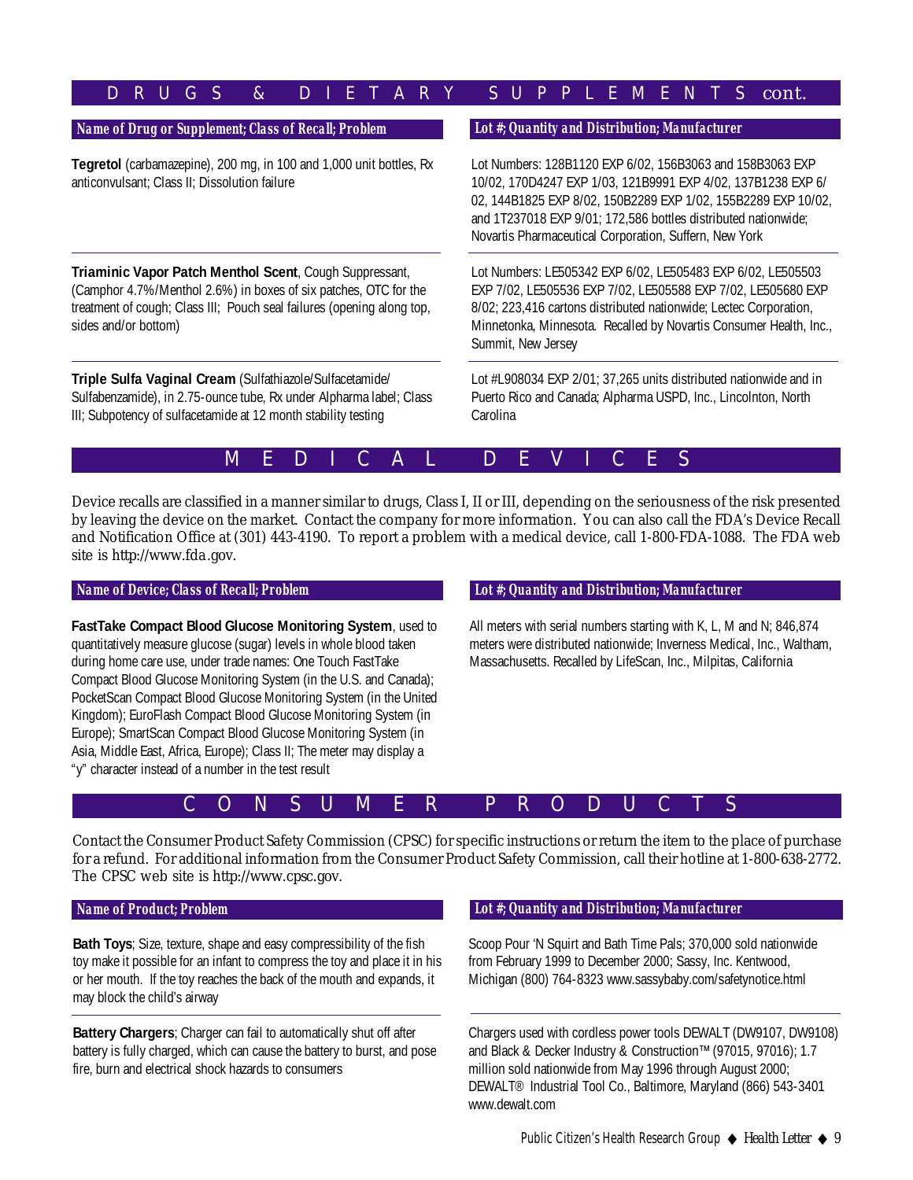## DRUGS & DIETARY SUPPLEMENTS cont.

| Name of Drug or Supplement; Class of Recall; Problem | Lot #; Quantity and Distribution; Manufacturer |
|---|---|
| **Tegretol** (carbamazepine), 200 mg, in 100 and 1,000 unit bottles, Rx anticonvulsant; Class II; Dissolution failure | Lot Numbers: 128B1120 EXP 6/02, 156B3063 and 158B3063 EXP 10/02, 170D4247 EXP 1/03, 121B9991 EXP 4/02, 137B1238 EXP 6/02, 144B1825 EXP 8/02, 150B2289 EXP 1/02, 155B2289 EXP 10/02, and 1T237018 EXP 9/01; 172,586 bottles distributed nationwide; Novartis Pharmaceutical Corporation, Suffern, New York |
| **Triaminic Vapor Patch Menthol Scent**, Cough Suppressant, (Camphor 4.7%/Menthol 2.6%) in boxes of six patches, OTC for the treatment of cough; Class III; Pouch seal failures (opening along top, sides and/or bottom) | Lot Numbers: LE505342 EXP 6/02, LE505483 EXP 6/02, LE505503 EXP 7/02, LE505536 EXP 7/02, LE505588 EXP 7/02, LE505680 EXP 8/02; 223,416 cartons distributed nationwide; Lectec Corporation, Minnetonka, Minnesota. Recalled by Novartis Consumer Health, Inc., Summit, New Jersey |
| **Triple Sulfa Vaginal Cream** (Sulfathiazole/Sulfacetamide/Sulfabenzamide), in 2.75-ounce tube, Rx under Alpharma label; Class III; Subpotency of sulfacetamide at 12 month stability testing | Lot #L908034 EXP 2/01; 37,265 units distributed nationwide and in Puerto Rico and Canada; Alpharma USPD, Inc., Lincolnton, North Carolina |

## MEDICAL DEVICES

Device recalls are classified in a manner similar to drugs, Class I, II or III, depending on the seriousness of the risk presented by leaving the device on the market. Contact the company for more information. You can also call the FDA's Device Recall and Notification Office at (301) 443-4190. To report a problem with a medical device, call 1-800-FDA-1088. The FDA web site is http://www.fda.gov.

| Name of Device; Class of Recall; Problem | Lot #; Quantity and Distribution; Manufacturer |
|---|---|
| **FastTake Compact Blood Glucose Monitoring System**, used to quantitatively measure glucose (sugar) levels in whole blood taken during home care use, under trade names: One Touch FastTake Compact Blood Glucose Monitoring System (in the U.S. and Canada); PocketScan Compact Blood Glucose Monitoring System (in the United Kingdom); EuroFlash Compact Blood Glucose Monitoring System (in Europe); SmartScan Compact Blood Glucose Monitoring System (in Asia, Middle East, Africa, Europe); Class II; The meter may display a "y" character instead of a number in the test result | All meters with serial numbers starting with K, L, M and N; 846,874 meters were distributed nationwide; Inverness Medical, Inc., Waltham, Massachusetts. Recalled by LifeScan, Inc., Milpitas, California |

## CONSUMER PRODUCTS

Contact the Consumer Product Safety Commission (CPSC) for specific instructions or return the item to the place of purchase for a refund. For additional information from the Consumer Product Safety Commission, call their hotline at 1-800-638-2772. The CPSC web site is http://www.cpsc.gov.

| Name of Product; Problem | Lot #; Quantity and Distribution; Manufacturer |
|---|---|
| **Bath Toys**; Size, texture, shape and easy compressibility of the fish toy make it possible for an infant to compress the toy and place it in his or her mouth. If the toy reaches the back of the mouth and expands, it may block the child's airway | Scoop Pour 'N Squirt and Bath Time Pals; 370,000 sold nationwide from February 1999 to December 2000; Sassy, Inc. Kentwood, Michigan (800) 764-8323 www.sassybaby.com/safetynotice.html |
| **Battery Chargers**; Charger can fail to automatically shut off after battery is fully charged, which can cause the battery to burst, and pose fire, burn and electrical shock hazards to consumers | Chargers used with cordless power tools DEWALT (DW9107, DW9108) and Black & Decker Industry & Construction™ (97015, 97016); 1.7 million sold nationwide from May 1996 through August 2000; DEWALT® Industrial Tool Co., Baltimore, Maryland (866) 543-3401 www.dewalt.com |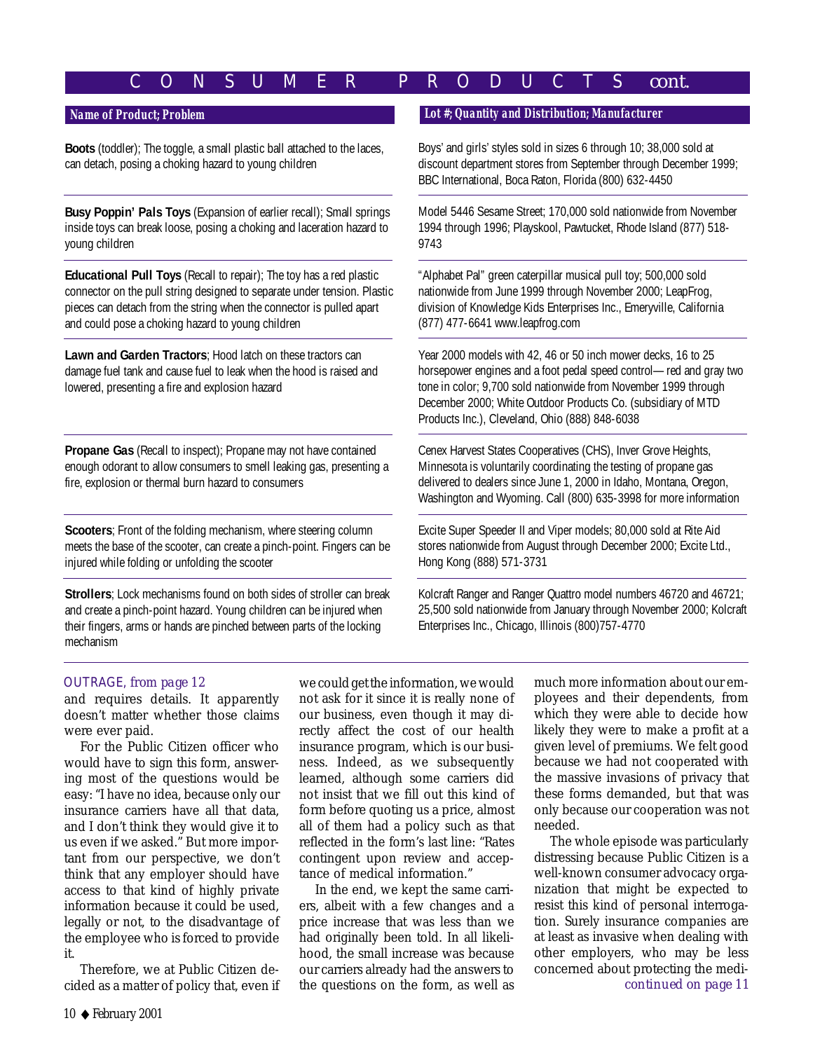## CONSUMER PRODUCTS cont.

| Name of Product; Problem | Lot #; Quantity and Distribution; Manufacturer |
| --- | --- |
| **Boots** (toddler); The toggle, a small plastic ball attached to the laces, can detach, posing a choking hazard to young children | Boys' and girls' styles sold in sizes 6 through 10; 38,000 sold at discount department stores from September through December 1999; BBC International, Boca Raton, Florida (800) 632-4450 |
| **Busy Poppin' Pals Toys** (Expansion of earlier recall); Small springs inside toys can break loose, posing a choking and laceration hazard to young children | Model 5446 Sesame Street; 170,000 sold nationwide from November 1994 through 1996; Playskool, Pawtucket, Rhode Island (877) 518-9743 |
| **Educational Pull Toys** (Recall to repair); The toy has a red plastic connector on the pull string designed to separate under tension. Plastic pieces can detach from the string when the connector is pulled apart and could pose a choking hazard to young children | "Alphabet Pal" green caterpillar musical pull toy; 500,000 sold nationwide from June 1999 through November 2000; LeapFrog, division of Knowledge Kids Enterprises Inc., Emeryville, California (877) 477-6641 www.leapfrog.com |
| **Lawn and Garden Tractors**; Hood latch on these tractors can damage fuel tank and cause fuel to leak when the hood is raised and lowered, presenting a fire and explosion hazard | Year 2000 models with 42, 46 or 50 inch mower decks, 16 to 25 horsepower engines and a foot pedal speed control—red and gray two tone in color; 9,700 sold nationwide from November 1999 through December 2000; White Outdoor Products Co. (subsidiary of MTD Products Inc.), Cleveland, Ohio (888) 848-6038 |
| **Propane Gas** (Recall to inspect); Propane may not have contained enough odorant to allow consumers to smell leaking gas, presenting a fire, explosion or thermal burn hazard to consumers | Cenex Harvest States Cooperatives (CHS), Inver Grove Heights, Minnesota is voluntarily coordinating the testing of propane gas delivered to dealers since June 1, 2000 in Idaho, Montana, Oregon, Washington and Wyoming. Call (800) 635-3998 for more information |
| **Scooters**; Front of the folding mechanism, where steering column meets the base of the scooter, can create a pinch-point. Fingers can be injured while folding or unfolding the scooter | Excite Super Speeder II and Viper models; 80,000 sold at Rite Aid stores nationwide from August through December 2000; Excite Ltd., Hong Kong (888) 571-3731 |
| **Strollers**; Lock mechanisms found on both sides of stroller can break and create a pinch-point hazard. Young children can be injured when their fingers, arms or hands are pinched between parts of the locking mechanism | Kolcraft Ranger and Ranger Quattro model numbers 46720 and 46721; 25,500 sold nationwide from January through November 2000; Kolcraft Enterprises Inc., Chicago, Illinois (800)757-4770 |

*OUTRAGE, from page 12*

and requires details. It apparently doesn't matter whether those claims were ever paid.

For the Public Citizen officer who would have to sign this form, answering most of the questions would be easy: "I have no idea, because only our insurance carriers have all that data, and I don't think they would give it to us even if we asked." But more important from our perspective, we don't think that any employer should have access to that kind of highly private information because it could be used, legally or not, to the disadvantage of the employee who is forced to provide it.

Therefore, we at Public Citizen decided as a matter of policy that, even if we could get the information, we would not ask for it since it is really none of our business, even though it may directly affect the cost of our health insurance program, which is our business. Indeed, as we subsequently learned, although some carriers did not insist that we fill out this kind of form before quoting us a price, almost all of them had a policy such as that reflected in the form's last line: "Rates contingent upon review and acceptance of medical information."

In the end, we kept the same carriers, albeit with a few changes and a price increase that was less than we had originally been told. In all likelihood, the small increase was because our carriers already had the answers to the questions on the form, as well as much more information about our employees and their dependents, from which they were able to decide how likely they were to make a profit at a given level of premiums. We felt good because we had not cooperated with the massive invasions of privacy that these forms demanded, but that was only because our cooperation was not needed.

The whole episode was particularly distressing because Public Citizen is a well-known consumer advocacy organization that might be expected to resist this kind of personal interrogation. Surely insurance companies are at least as invasive when dealing with other employers, who may be less concerned about protecting the medi-

*continued on page 11*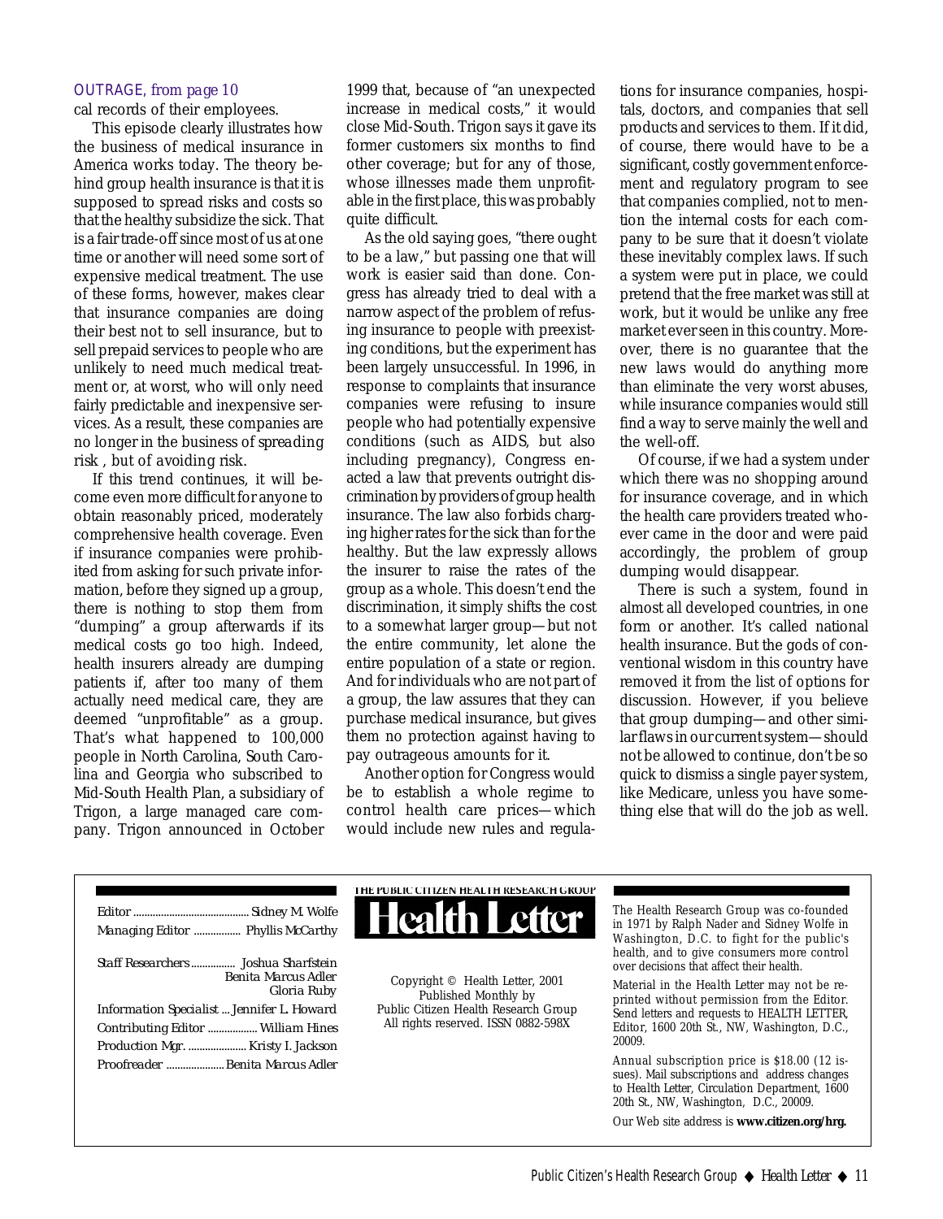*OUTRAGE, from page 10*

cal records of their employees.

This episode clearly illustrates how the business of medical insurance in America works today. The theory behind group health insurance is that it is supposed to spread risks and costs so that the healthy subsidize the sick. That is a fair trade-off since most of us at one time or another will need some sort of expensive medical treatment. The use of these forms, however, makes clear that insurance companies are doing their best not to sell insurance, but to sell prepaid services to people who are unlikely to need much medical treatment or, at worst, who will only need fairly predictable and inexpensive services. As a result, these companies are no longer in the business of *spreading* risk , but of *avoiding* risk.

If this trend continues, it will become even more difficult for anyone to obtain reasonably priced, moderately comprehensive health coverage. Even if insurance companies were prohibited from asking for such private information, before they signed up a group, there is nothing to stop them from "dumping" a group afterwards if its medical costs go too high. Indeed, health insurers already are dumping patients if, after too many of them actually need medical care, they are deemed "unprofitable" as a group. That's what happened to 100,000 people in North Carolina, South Carolina and Georgia who subscribed to Mid-South Health Plan, a subsidiary of Trigon, a large managed care company. Trigon announced in October 1999 that, because of "an unexpected increase in medical costs," it would close Mid-South. Trigon says it gave its former customers six months to find other coverage; but for any of those, whose illnesses made them unprofitable in the first place, this was probably quite difficult.

As the old saying goes, "there ought to be a law," but passing one that will work is easier said than done. Congress has already tried to deal with a narrow aspect of the problem of refusing insurance to people with preexisting conditions, but the experiment has been largely unsuccessful. In 1996, in response to complaints that insurance companies were refusing to insure people who had potentially expensive conditions (such as AIDS, but also including pregnancy), Congress enacted a law that prevents outright discrimination by providers of group health insurance. The law also forbids charging higher rates for the sick than for the healthy. But the law expressly allows the insurer to raise the rates of the group as a whole. This doesn't end the discrimination, it simply shifts the cost to a somewhat larger group—but not the entire community, let alone the entire population of a state or region. And for individuals who are not part of a group, the law assures that they can purchase medical insurance, but gives them no protection against having to pay outrageous amounts for it.

Another option for Congress would be to establish a whole regime to control health care prices—which would include new rules and regulations for insurance companies, hospitals, doctors, and companies that sell products and services to them. If it did, of course, there would have to be a significant, costly government enforcement and regulatory program to see that companies complied, not to mention the internal costs for each company to be sure that it doesn't violate these inevitably complex laws. If such a system were put in place, we could pretend that the free market was still at work, but it would be unlike any free market ever seen in this country. Moreover, there is no guarantee that the new laws would do anything more than eliminate the very worst abuses, while insurance companies would still find a way to serve mainly the well and the well-off.

Of course, if we had a system under which there was no shopping around for insurance coverage, and in which the health care providers treated whoever came in the door and were paid accordingly, the problem of group dumping would disappear.

There is such a system, found in almost all developed countries, in one form or another. It's called national health insurance. But the gods of conventional wisdom in this country have removed it from the list of options for discussion. However, if you believe that group dumping—and other similar flaws in our current system—should not be allowed to continue, don't be so quick to dismiss a single payer system, like Medicare, unless you have something else that will do the job as well.

---

Editor .......... Sidney M. Wolfe
Managing Editor .......... Phyllis McCarthy

Staff Researchers .......... Joshua Sharfstein, Benita Marcus Adler, Gloria Ruby

Information Specialist .......... Jennifer L. Howard
Contributing Editor .......... William Hines
Production Mgr. .......... Kristy I. Jackson
Proofreader .......... Benita Marcus Adler

THE PUBLIC CITIZEN HEALTH RESEARCH GROUP

**Health Letter**

Copyright © Health Letter, 2001
Published Monthly by
Public Citizen Health Research Group
All rights reserved. ISSN 0882-598X

The Health Research Group was co-founded in 1971 by Ralph Nader and Sidney Wolfe in Washington, D.C. to fight for the public's health, and to give consumers more control over decisions that affect their health.

Material in the Health Letter may not be reprinted without permission from the Editor. Send letters and requests to HEALTH LETTER, Editor, 1600 20th St., NW, Washington, D.C., 20009.

Annual subscription price is $18.00 (12 issues). Mail subscriptions and address changes to Health Letter, Circulation Department, 1600 20th St., NW, Washington, D.C., 20009.

Our Web site address is **www.citizen.org/hrg.**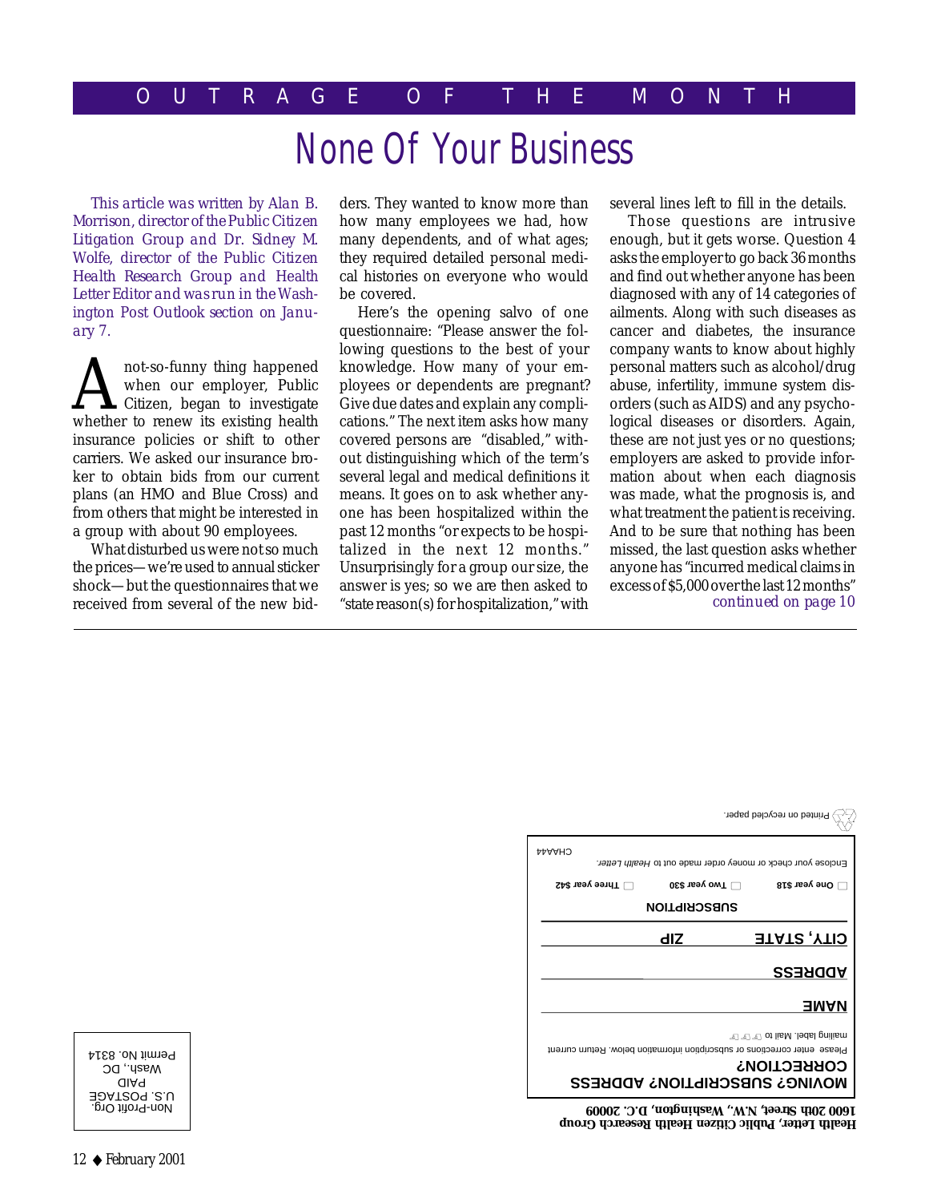OUTRAGE OF THE MONTH

# None Of Your Business

*This article was written by Alan B. Morrison, director of the Public Citizen Litigation Group and Dr. Sidney M. Wolfe, director of the Public Citizen Health Research Group and Health Letter Editor and was run in the Washington Post Outlook section on January 7.*

A not-so-funny thing happened when our employer, Public Citizen, began to investigate whether to renew its existing health insurance policies or shift to other carriers. We asked our insurance broker to obtain bids from our current plans (an HMO and Blue Cross) and from others that might be interested in a group with about 90 employees.

What disturbed us were not so much the prices—we're used to annual sticker shock—but the questionnaires that we received from several of the new bidders. They wanted to know more than how many employees we had, how many dependents, and of what ages; they required detailed personal medical histories on everyone who would be covered.

Here's the opening salvo of one questionnaire: "Please answer the following questions to the best of your knowledge. How many of your employees or dependents are pregnant? Give due dates and explain any complications." The next item asks how many covered persons are "disabled," without distinguishing which of the term's several legal and medical definitions it means. It goes on to ask whether anyone has been hospitalized within the past 12 months "or expects to be hospitalized in the next 12 months." Unsurprisingly for a group our size, the answer is yes; so we are then asked to "state reason(s) for hospitalization," with several lines left to fill in the details.

Those questions are intrusive enough, but it gets worse. Question 4 asks the employer to go back 36 months and find out whether anyone has been diagnosed with any of 14 categories of ailments. Along with such diseases as cancer and diabetes, the insurance company wants to know about highly personal matters such as alcohol/drug abuse, infertility, immune system disorders (such as AIDS) and any psychological diseases or disorders. Again, these are not just yes or no questions; employers are asked to provide information about when each diagnosis was made, what the prognosis is, and what treatment the patient is receiving. And to be sure that nothing has been missed, the last question asks whether anyone has "incurred medical claims in excess of $5,000 over the last 12 months"

*continued on page 10*

Printed on recycled paper.

**Health Letter, Public Citizen Health Research Group**
**1600 20th Street, N.W., Washington, D.C. 20009**

**MOVING? SUBSCRIPTION? ADDRESS CORRECTION?**

Please enter corrections or subscription information below. Return current mailing label. Mail to ☞☞☞

**NAME**

**ADDRESS**

**CITY, STATE** **ZIP**

**SUBSCRIPTION**

☐ **One year $18** ☐ **Two year $30** ☐ **Three year $42**

Enclose your check or money order made out to *Health Letter*.

CHAA44

Non-Profit Org.
U.S. POSTAGE
PAID
Wash., DC
Permit No. 8314